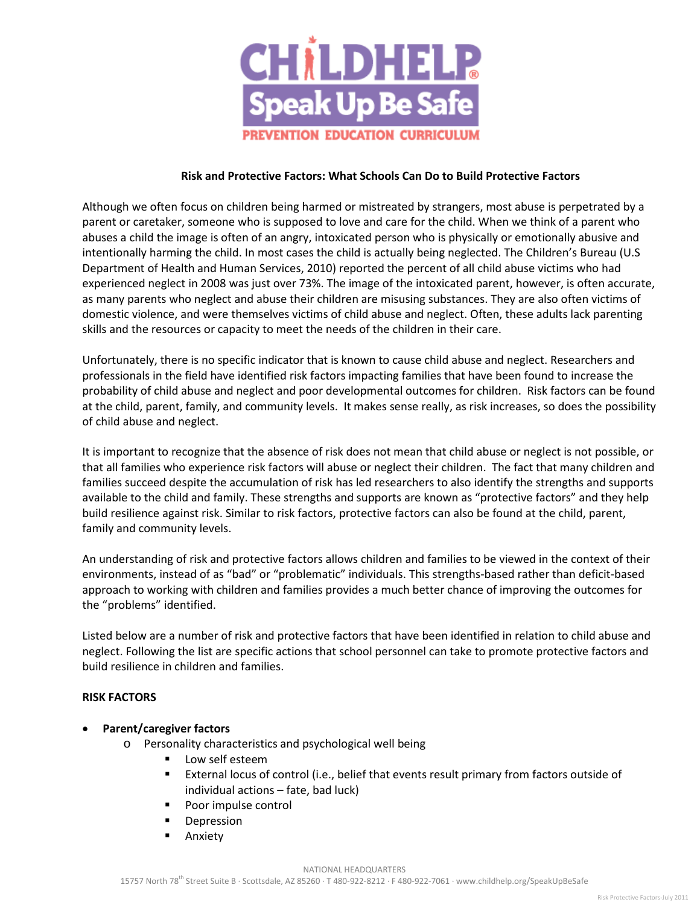CHILDHELP®
Speak Up Be Safe
PREVENTION EDUCATION CURRICULUM

## Risk and Protective Factors: What Schools Can Do to Build Protective Factors

Although we often focus on children being harmed or mistreated by strangers, most abuse is perpetrated by a parent or caretaker, someone who is supposed to love and care for the child. When we think of a parent who abuses a child the image is often of an angry, intoxicated person who is physically or emotionally abusive and intentionally harming the child. In most cases the child is actually being neglected. The Children's Bureau (U.S Department of Health and Human Services, 2010) reported the percent of all child abuse victims who had experienced neglect in 2008 was just over 73%. The image of the intoxicated parent, however, is often accurate, as many parents who neglect and abuse their children are misusing substances. They are also often victims of domestic violence, and were themselves victims of child abuse and neglect. Often, these adults lack parenting skills and the resources or capacity to meet the needs of the children in their care.

Unfortunately, there is no specific indicator that is known to cause child abuse and neglect. Researchers and professionals in the field have identified risk factors impacting families that have been found to increase the probability of child abuse and neglect and poor developmental outcomes for children. Risk factors can be found at the child, parent, family, and community levels. It makes sense really, as risk increases, so does the possibility of child abuse and neglect.

It is important to recognize that the absence of risk does not mean that child abuse or neglect is not possible, or that all families who experience risk factors will abuse or neglect their children. The fact that many children and families succeed despite the accumulation of risk has led researchers to also identify the strengths and supports available to the child and family. These strengths and supports are known as "protective factors" and they help build resilience against risk. Similar to risk factors, protective factors can also be found at the child, parent, family and community levels.

An understanding of risk and protective factors allows children and families to be viewed in the context of their environments, instead of as "bad" or "problematic" individuals. This strengths-based rather than deficit-based approach to working with children and families provides a much better chance of improving the outcomes for the "problems" identified.

Listed below are a number of risk and protective factors that have been identified in relation to child abuse and neglect. Following the list are specific actions that school personnel can take to promote protective factors and build resilience in children and families.

### RISK FACTORS

- **Parent/caregiver factors**
  - Personality characteristics and psychological well being
    - Low self esteem
    - External locus of control (i.e., belief that events result primary from factors outside of individual actions – fate, bad luck)
    - Poor impulse control
    - Depression
    - Anxiety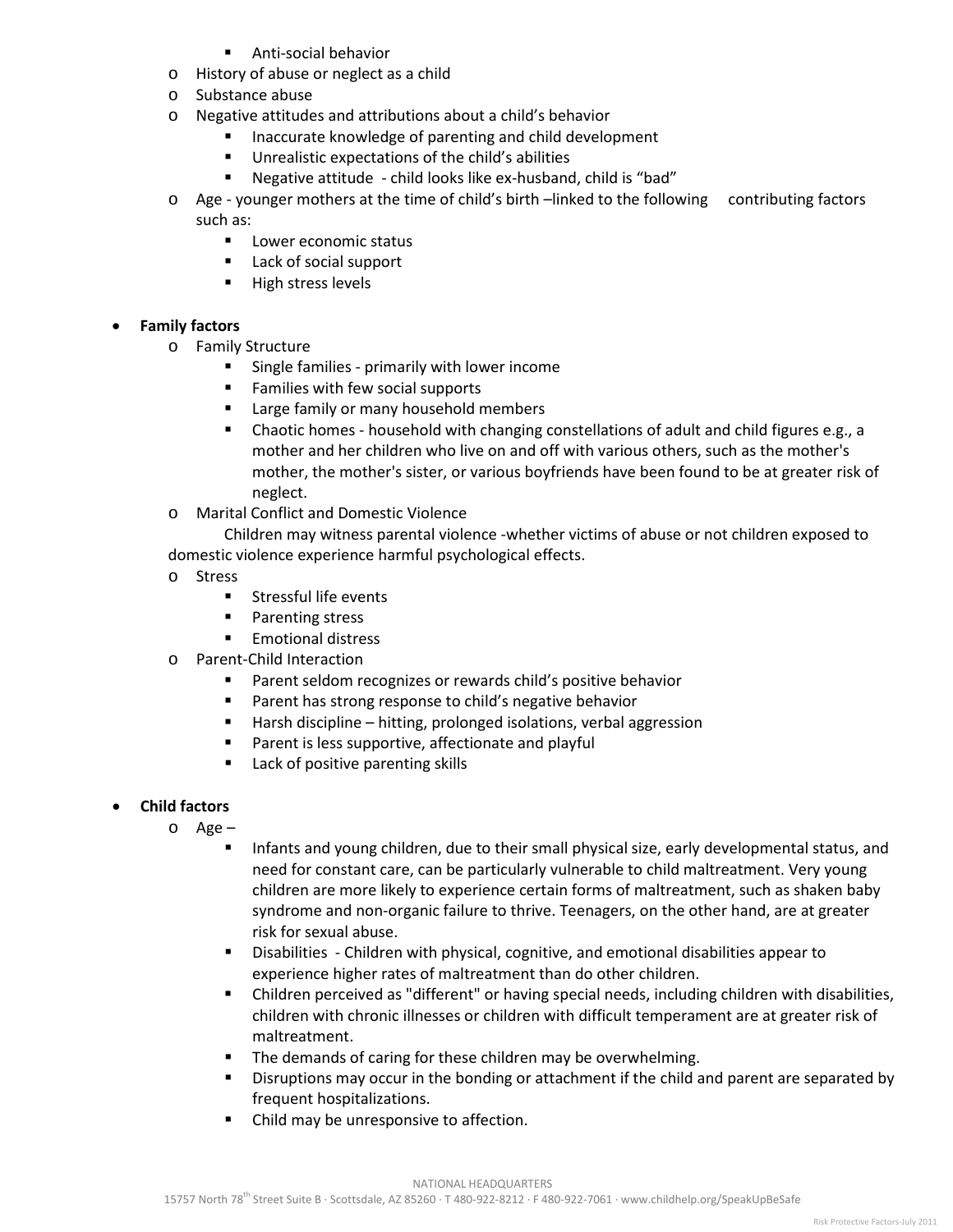- Anti-social behavior
    - History of abuse or neglect as a child
    - Substance abuse
    - Negative attitudes and attributions about a child's behavior
        - Inaccurate knowledge of parenting and child development
        - Unrealistic expectations of the child's abilities
        - Negative attitude - child looks like ex-husband, child is "bad"
    - Age - younger mothers at the time of child's birth –linked to the following contributing factors such as:
        - Lower economic status
        - Lack of social support
        - High stress levels

- **Family factors**
    - Family Structure
        - Single families - primarily with lower income
        - Families with few social supports
        - Large family or many household members
        - Chaotic homes - household with changing constellations of adult and child figures e.g., a mother and her children who live on and off with various others, such as the mother's mother, the mother's sister, or various boyfriends have been found to be at greater risk of neglect.
    - Marital Conflict and Domestic Violence

      Children may witness parental violence -whether victims of abuse or not children exposed to domestic violence experience harmful psychological effects.
    - Stress
        - Stressful life events
        - Parenting stress
        - Emotional distress
    - Parent-Child Interaction
        - Parent seldom recognizes or rewards child's positive behavior
        - Parent has strong response to child's negative behavior
        - Harsh discipline – hitting, prolonged isolations, verbal aggression
        - Parent is less supportive, affectionate and playful
        - Lack of positive parenting skills

- **Child factors**
    - Age –
        - Infants and young children, due to their small physical size, early developmental status, and need for constant care, can be particularly vulnerable to child maltreatment. Very young children are more likely to experience certain forms of maltreatment, such as shaken baby syndrome and non-organic failure to thrive. Teenagers, on the other hand, are at greater risk for sexual abuse.
        - Disabilities - Children with physical, cognitive, and emotional disabilities appear to experience higher rates of maltreatment than do other children.
        - Children perceived as "different" or having special needs, including children with disabilities, children with chronic illnesses or children with difficult temperament are at greater risk of maltreatment.
        - The demands of caring for these children may be overwhelming.
        - Disruptions may occur in the bonding or attachment if the child and parent are separated by frequent hospitalizations.
        - Child may be unresponsive to affection.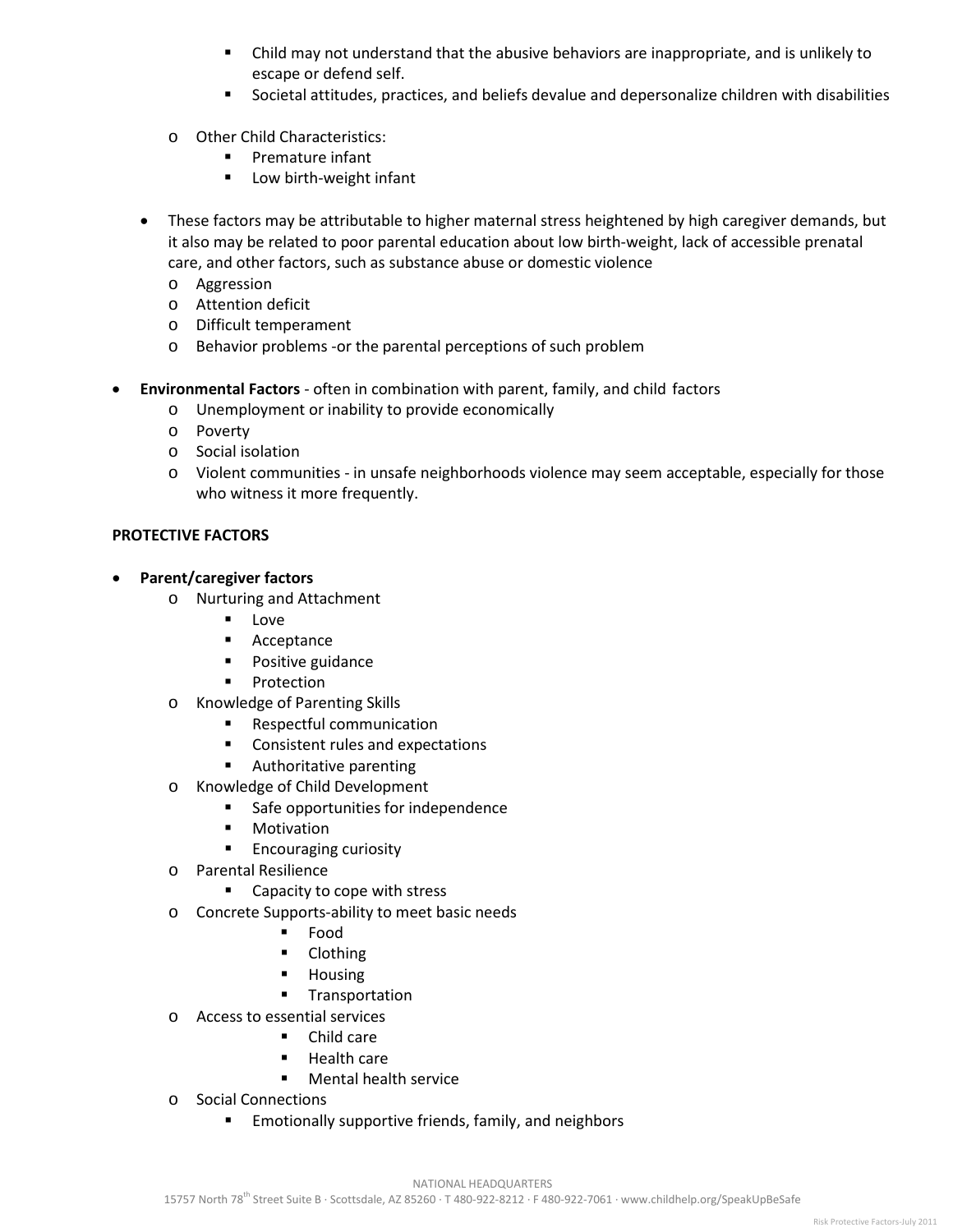- Child may not understand that the abusive behaviors are inappropriate, and is unlikely to escape or defend self.
        - Societal attitudes, practices, and beliefs devalue and depersonalize children with disabilities

    - Other Child Characteristics:
        - Premature infant
        - Low birth-weight infant

- These factors may be attributable to higher maternal stress heightened by high caregiver demands, but it also may be related to poor parental education about low birth-weight, lack of accessible prenatal care, and other factors, such as substance abuse or domestic violence
    - Aggression
    - Attention deficit
    - Difficult temperament
    - Behavior problems -or the parental perceptions of such problem

- **Environmental Factors** - often in combination with parent, family, and child factors
    - Unemployment or inability to provide economically
    - Poverty
    - Social isolation
    - Violent communities - in unsafe neighborhoods violence may seem acceptable, especially for those who witness it more frequently.

**PROTECTIVE FACTORS**

- **Parent/caregiver factors**
    - Nurturing and Attachment
        - Love
        - Acceptance
        - Positive guidance
        - Protection
    - Knowledge of Parenting Skills
        - Respectful communication
        - Consistent rules and expectations
        - Authoritative parenting
    - Knowledge of Child Development
        - Safe opportunities for independence
        - Motivation
        - Encouraging curiosity
    - Parental Resilience
        - Capacity to cope with stress
    - Concrete Supports-ability to meet basic needs
        - Food
        - Clothing
        - Housing
        - Transportation
    - Access to essential services
        - Child care
        - Health care
        - Mental health service
    - Social Connections
        - Emotionally supportive friends, family, and neighbors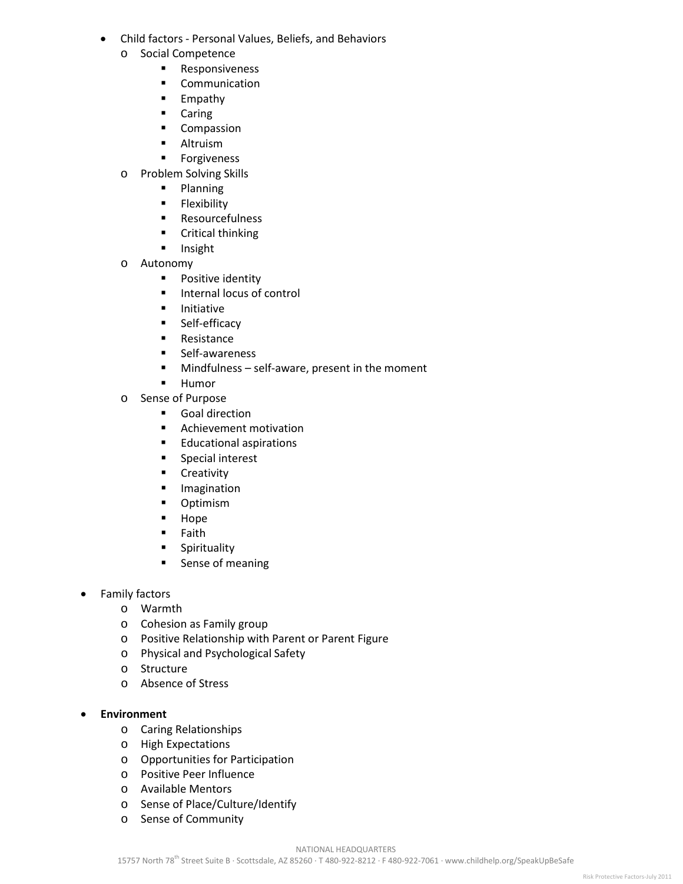- Child factors - Personal Values, Beliefs, and Behaviors
  - Social Competence
    - Responsiveness
    - Communication
    - Empathy
    - Caring
    - Compassion
    - Altruism
    - Forgiveness
  - Problem Solving Skills
    - Planning
    - Flexibility
    - Resourcefulness
    - Critical thinking
    - Insight
  - Autonomy
    - Positive identity
    - Internal locus of control
    - Initiative
    - Self-efficacy
    - Resistance
    - Self-awareness
    - Mindfulness – self-aware, present in the moment
    - Humor
  - Sense of Purpose
    - Goal direction
    - Achievement motivation
    - Educational aspirations
    - Special interest
    - Creativity
    - Imagination
    - Optimism
    - Hope
    - Faith
    - Spirituality
    - Sense of meaning

- Family factors
  - Warmth
  - Cohesion as Family group
  - Positive Relationship with Parent or Parent Figure
  - Physical and Psychological Safety
  - Structure
  - Absence of Stress

- **Environment**
  - Caring Relationships
  - High Expectations
  - Opportunities for Participation
  - Positive Peer Influence
  - Available Mentors
  - Sense of Place/Culture/Identify
  - Sense of Community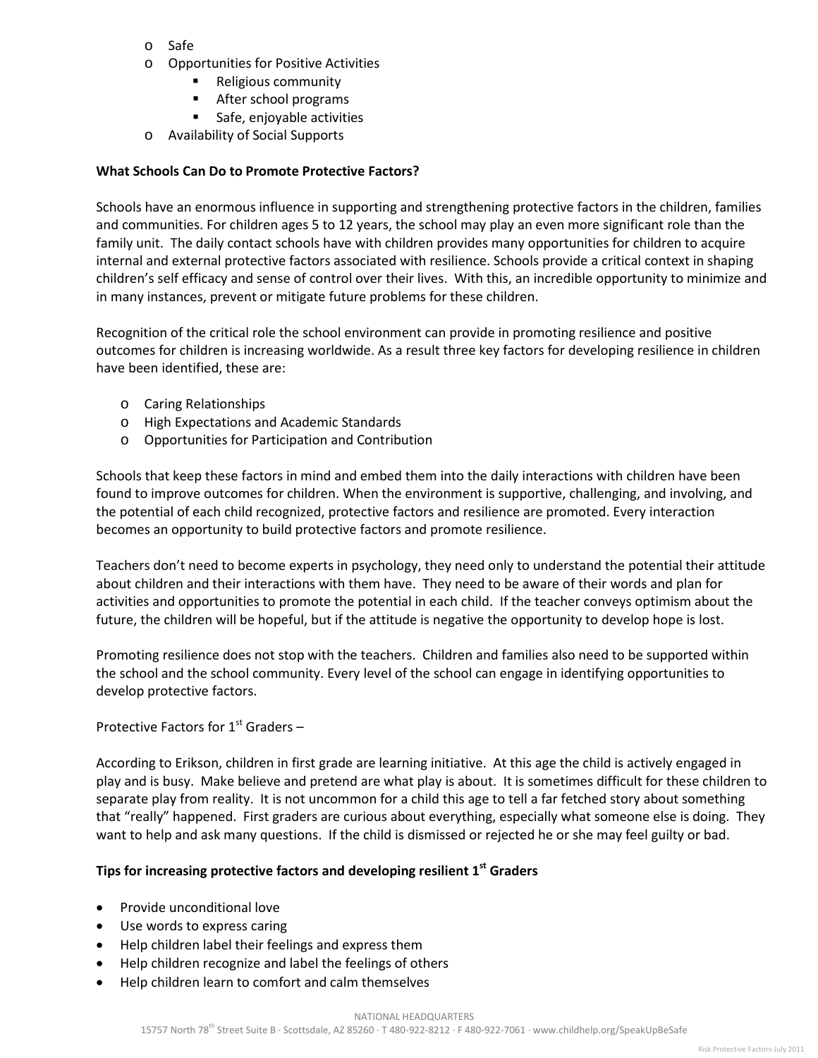- Safe
- Opportunities for Positive Activities
  - Religious community
  - After school programs
  - Safe, enjoyable activities
- Availability of Social Supports

**What Schools Can Do to Promote Protective Factors?**

Schools have an enormous influence in supporting and strengthening protective factors in the children, families and communities. For children ages 5 to 12 years, the school may play an even more significant role than the family unit. The daily contact schools have with children provides many opportunities for children to acquire internal and external protective factors associated with resilience. Schools provide a critical context in shaping children's self efficacy and sense of control over their lives. With this, an incredible opportunity to minimize and in many instances, prevent or mitigate future problems for these children.

Recognition of the critical role the school environment can provide in promoting resilience and positive outcomes for children is increasing worldwide. As a result three key factors for developing resilience in children have been identified, these are:

- Caring Relationships
- High Expectations and Academic Standards
- Opportunities for Participation and Contribution

Schools that keep these factors in mind and embed them into the daily interactions with children have been found to improve outcomes for children. When the environment is supportive, challenging, and involving, and the potential of each child recognized, protective factors and resilience are promoted. Every interaction becomes an opportunity to build protective factors and promote resilience.

Teachers don't need to become experts in psychology, they need only to understand the potential their attitude about children and their interactions with them have. They need to be aware of their words and plan for activities and opportunities to promote the potential in each child. If the teacher conveys optimism about the future, the children will be hopeful, but if the attitude is negative the opportunity to develop hope is lost.

Promoting resilience does not stop with the teachers. Children and families also need to be supported within the school and the school community. Every level of the school can engage in identifying opportunities to develop protective factors.

Protective Factors for 1st Graders –

According to Erikson, children in first grade are learning initiative. At this age the child is actively engaged in play and is busy. Make believe and pretend are what play is about. It is sometimes difficult for these children to separate play from reality. It is not uncommon for a child this age to tell a far fetched story about something that "really" happened. First graders are curious about everything, especially what someone else is doing. They want to help and ask many questions. If the child is dismissed or rejected he or she may feel guilty or bad.

**Tips for increasing protective factors and developing resilient 1st Graders**

- Provide unconditional love
- Use words to express caring
- Help children label their feelings and express them
- Help children recognize and label the feelings of others
- Help children learn to comfort and calm themselves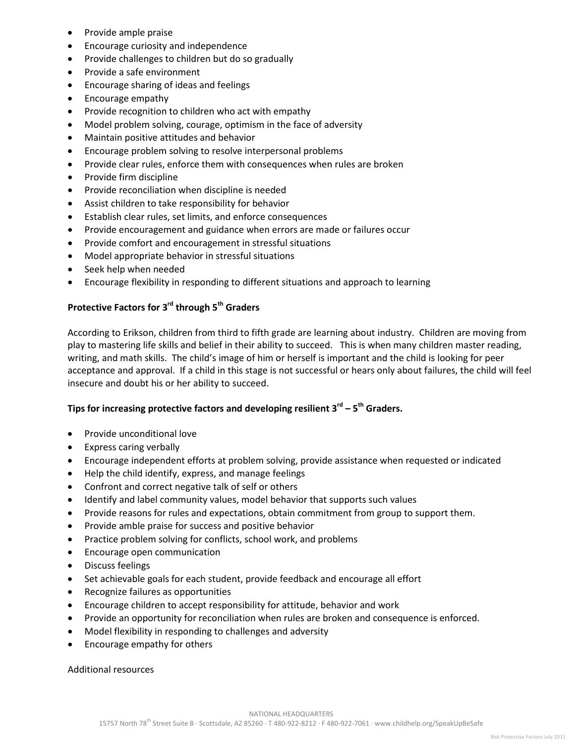- Provide ample praise
- Encourage curiosity and independence
- Provide challenges to children but do so gradually
- Provide a safe environment
- Encourage sharing of ideas and feelings
- Encourage empathy
- Provide recognition to children who act with empathy
- Model problem solving, courage, optimism in the face of adversity
- Maintain positive attitudes and behavior
- Encourage problem solving to resolve interpersonal problems
- Provide clear rules, enforce them with consequences when rules are broken
- Provide firm discipline
- Provide reconciliation when discipline is needed
- Assist children to take responsibility for behavior
- Establish clear rules, set limits, and enforce consequences
- Provide encouragement and guidance when errors are made or failures occur
- Provide comfort and encouragement in stressful situations
- Model appropriate behavior in stressful situations
- Seek help when needed
- Encourage flexibility in responding to different situations and approach to learning

**Protective Factors for 3rd through 5th Graders**

According to Erikson, children from third to fifth grade are learning about industry. Children are moving from play to mastering life skills and belief in their ability to succeed. This is when many children master reading, writing, and math skills. The child's image of him or herself is important and the child is looking for peer acceptance and approval. If a child in this stage is not successful or hears only about failures, the child will feel insecure and doubt his or her ability to succeed.

**Tips for increasing protective factors and developing resilient 3rd – 5th Graders.**

- Provide unconditional love
- Express caring verbally
- Encourage independent efforts at problem solving, provide assistance when requested or indicated
- Help the child identify, express, and manage feelings
- Confront and correct negative talk of self or others
- Identify and label community values, model behavior that supports such values
- Provide reasons for rules and expectations, obtain commitment from group to support them.
- Provide amble praise for success and positive behavior
- Practice problem solving for conflicts, school work, and problems
- Encourage open communication
- Discuss feelings
- Set achievable goals for each student, provide feedback and encourage all effort
- Recognize failures as opportunities
- Encourage children to accept responsibility for attitude, behavior and work
- Provide an opportunity for reconciliation when rules are broken and consequence is enforced.
- Model flexibility in responding to challenges and adversity
- Encourage empathy for others

Additional resources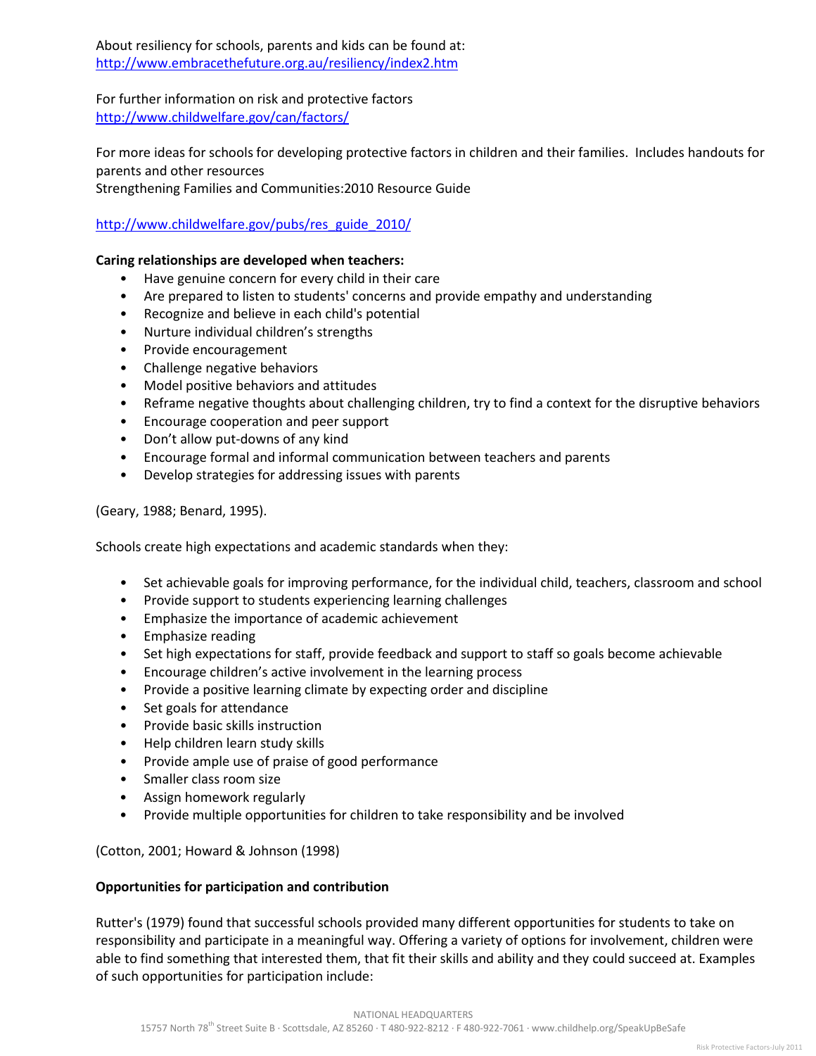About resiliency for schools, parents and kids can be found at:
http://www.embracethefuture.org.au/resiliency/index2.htm

For further information on risk and protective factors
http://www.childwelfare.gov/can/factors/

For more ideas for schools for developing protective factors in children and their families. Includes handouts for parents and other resources
Strengthening Families and Communities:2010 Resource Guide

http://www.childwelfare.gov/pubs/res_guide_2010/

**Caring relationships are developed when teachers:**

- Have genuine concern for every child in their care
- Are prepared to listen to students' concerns and provide empathy and understanding
- Recognize and believe in each child's potential
- Nurture individual children's strengths
- Provide encouragement
- Challenge negative behaviors
- Model positive behaviors and attitudes
- Reframe negative thoughts about challenging children, try to find a context for the disruptive behaviors
- Encourage cooperation and peer support
- Don't allow put-downs of any kind
- Encourage formal and informal communication between teachers and parents
- Develop strategies for addressing issues with parents

(Geary, 1988; Benard, 1995).

Schools create high expectations and academic standards when they:

- Set achievable goals for improving performance, for the individual child, teachers, classroom and school
- Provide support to students experiencing learning challenges
- Emphasize the importance of academic achievement
- Emphasize reading
- Set high expectations for staff, provide feedback and support to staff so goals become achievable
- Encourage children's active involvement in the learning process
- Provide a positive learning climate by expecting order and discipline
- Set goals for attendance
- Provide basic skills instruction
- Help children learn study skills
- Provide ample use of praise of good performance
- Smaller class room size
- Assign homework regularly
- Provide multiple opportunities for children to take responsibility and be involved

(Cotton, 2001; Howard & Johnson (1998)

**Opportunities for participation and contribution**

Rutter's (1979) found that successful schools provided many different opportunities for students to take on responsibility and participate in a meaningful way. Offering a variety of options for involvement, children were able to find something that interested them, that fit their skills and ability and they could succeed at. Examples of such opportunities for participation include: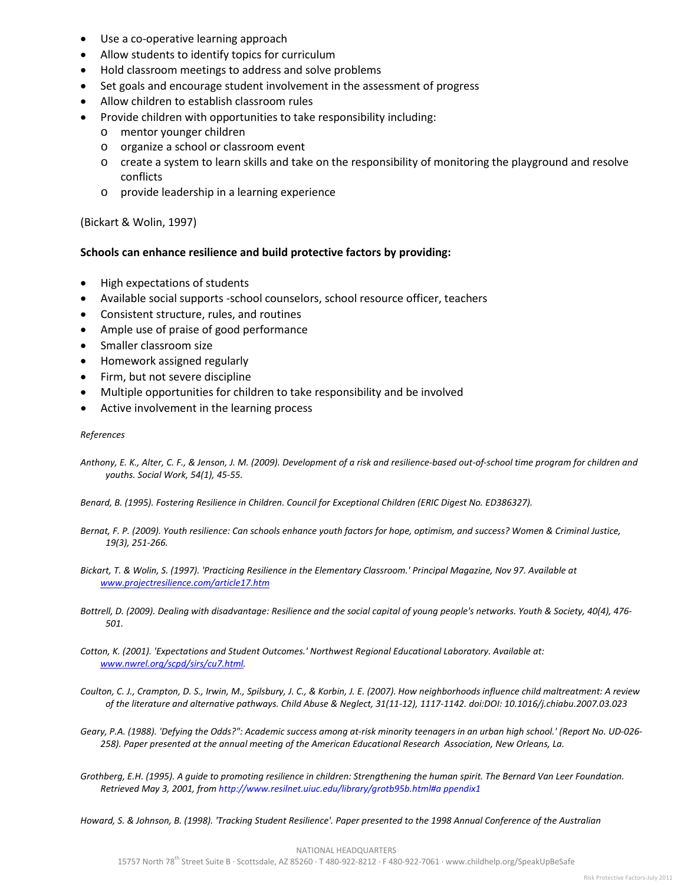- Use a co-operative learning approach
- Allow students to identify topics for curriculum
- Hold classroom meetings to address and solve problems
- Set goals and encourage student involvement in the assessment of progress
- Allow children to establish classroom rules
- Provide children with opportunities to take responsibility including:
  - mentor younger children
  - organize a school or classroom event
  - create a system to learn skills and take on the responsibility of monitoring the playground and resolve conflicts
  - provide leadership in a learning experience

(Bickart & Wolin, 1997)

**Schools can enhance resilience and build protective factors by providing:**

- High expectations of students
- Available social supports -school counselors, school resource officer, teachers
- Consistent structure, rules, and routines
- Ample use of praise of good performance
- Smaller classroom size
- Homework assigned regularly
- Firm, but not severe discipline
- Multiple opportunities for children to take responsibility and be involved
- Active involvement in the learning process

*References*

*Anthony, E. K., Alter, C. F., & Jenson, J. M. (2009). Development of a risk and resilience-based out-of-school time program for children and youths. Social Work, 54(1), 45-55.*

*Benard, B. (1995). Fostering Resilience in Children. Council for Exceptional Children (ERIC Digest No. ED386327).*

*Bernat, F. P. (2009). Youth resilience: Can schools enhance youth factors for hope, optimism, and success? Women & Criminal Justice, 19(3), 251-266.*

*Bickart, T. & Wolin, S. (1997). 'Practicing Resilience in the Elementary Classroom.' Principal Magazine, Nov 97. Available at www.projectresilience.com/article17.htm*

*Bottrell, D. (2009). Dealing with disadvantage: Resilience and the social capital of young people's networks. Youth & Society, 40(4), 476-501.*

*Cotton, K. (2001). 'Expectations and Student Outcomes.' Northwest Regional Educational Laboratory. Available at: www.nwrel.org/scpd/sirs/cu7.html.*

*Coulton, C. J., Crampton, D. S., Irwin, M., Spilsbury, J. C., & Korbin, J. E. (2007). How neighborhoods influence child maltreatment: A review of the literature and alternative pathways. Child Abuse & Neglect, 31(11-12), 1117-1142. doi:DOI: 10.1016/j.chiabu.2007.03.023*

*Geary, P.A. (1988). 'Defying the Odds?": Academic success among at-risk minority teenagers in an urban high school.' (Report No. UD-026-258). Paper presented at the annual meeting of the American Educational Research Association, New Orleans, La.*

*Grothberg, E.H. (1995). A guide to promoting resilience in children: Strengthening the human spirit. The Bernard Van Leer Foundation. Retrieved May 3, 2001, from http://www.resilnet.uiuc.edu/library/grotb95b.html#a ppendix1*

*Howard, S. & Johnson, B. (1998). 'Tracking Student Resilience'. Paper presented to the 1998 Annual Conference of the Australian*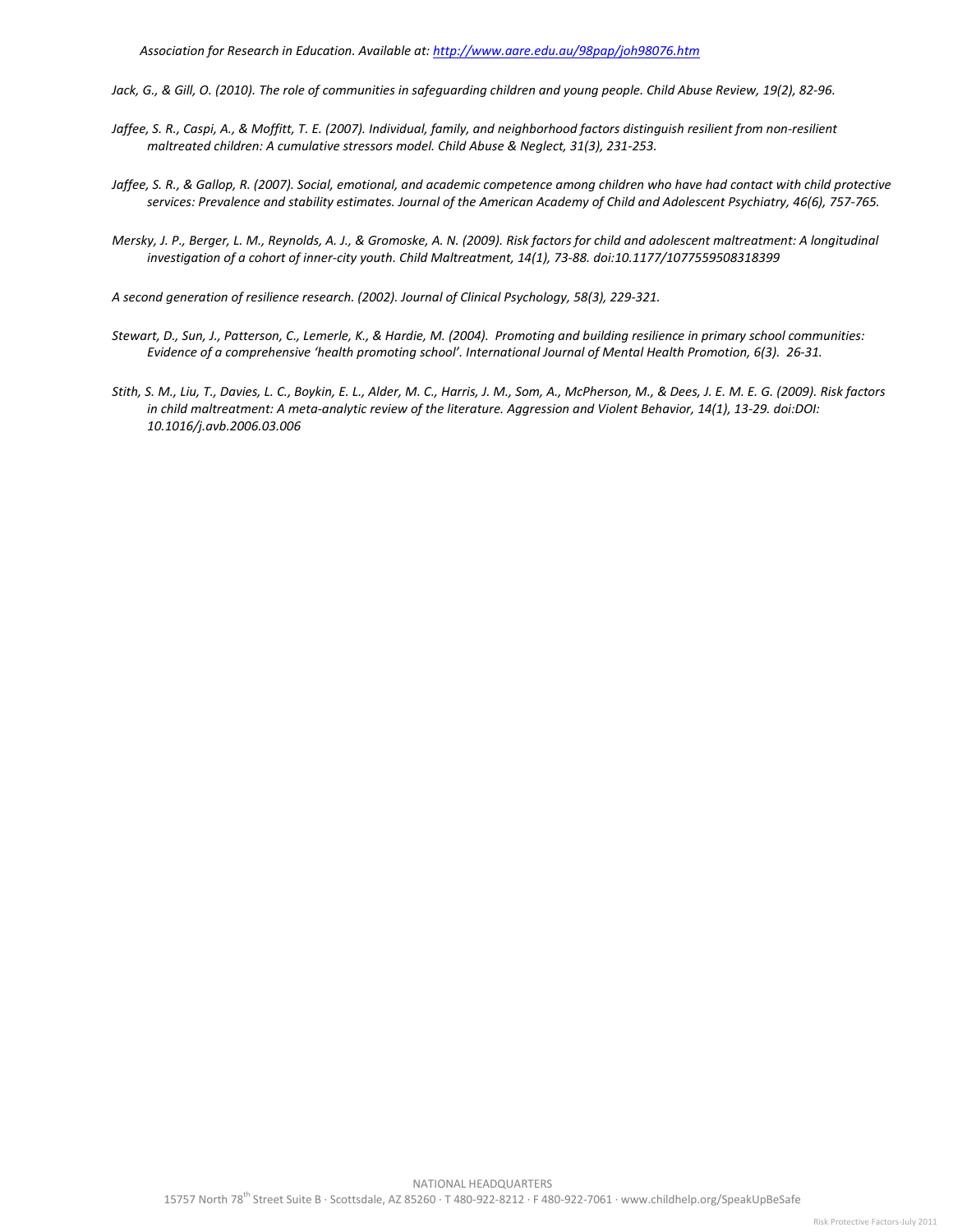*Association for Research in Education. Available at: http://www.aare.edu.au/98pap/joh98076.htm*

*Jack, G., & Gill, O. (2010). The role of communities in safeguarding children and young people. Child Abuse Review, 19(2), 82-96.*

*Jaffee, S. R., Caspi, A., & Moffitt, T. E. (2007). Individual, family, and neighborhood factors distinguish resilient from non-resilient maltreated children: A cumulative stressors model. Child Abuse & Neglect, 31(3), 231-253.*

*Jaffee, S. R., & Gallop, R. (2007). Social, emotional, and academic competence among children who have had contact with child protective services: Prevalence and stability estimates. Journal of the American Academy of Child and Adolescent Psychiatry, 46(6), 757-765.*

*Mersky, J. P., Berger, L. M., Reynolds, A. J., & Gromoske, A. N. (2009). Risk factors for child and adolescent maltreatment: A longitudinal investigation of a cohort of inner-city youth. Child Maltreatment, 14(1), 73-88. doi:10.1177/1077559508318399*

*A second generation of resilience research. (2002). Journal of Clinical Psychology, 58(3), 229-321.*

*Stewart, D., Sun, J., Patterson, C., Lemerle, K., & Hardie, M. (2004). Promoting and building resilience in primary school communities: Evidence of a comprehensive 'health promoting school'. International Journal of Mental Health Promotion, 6(3). 26-31.*

*Stith, S. M., Liu, T., Davies, L. C., Boykin, E. L., Alder, M. C., Harris, J. M., Som, A., McPherson, M., & Dees, J. E. M. E. G. (2009). Risk factors in child maltreatment: A meta-analytic review of the literature. Aggression and Violent Behavior, 14(1), 13-29. doi:DOI: 10.1016/j.avb.2006.03.006*